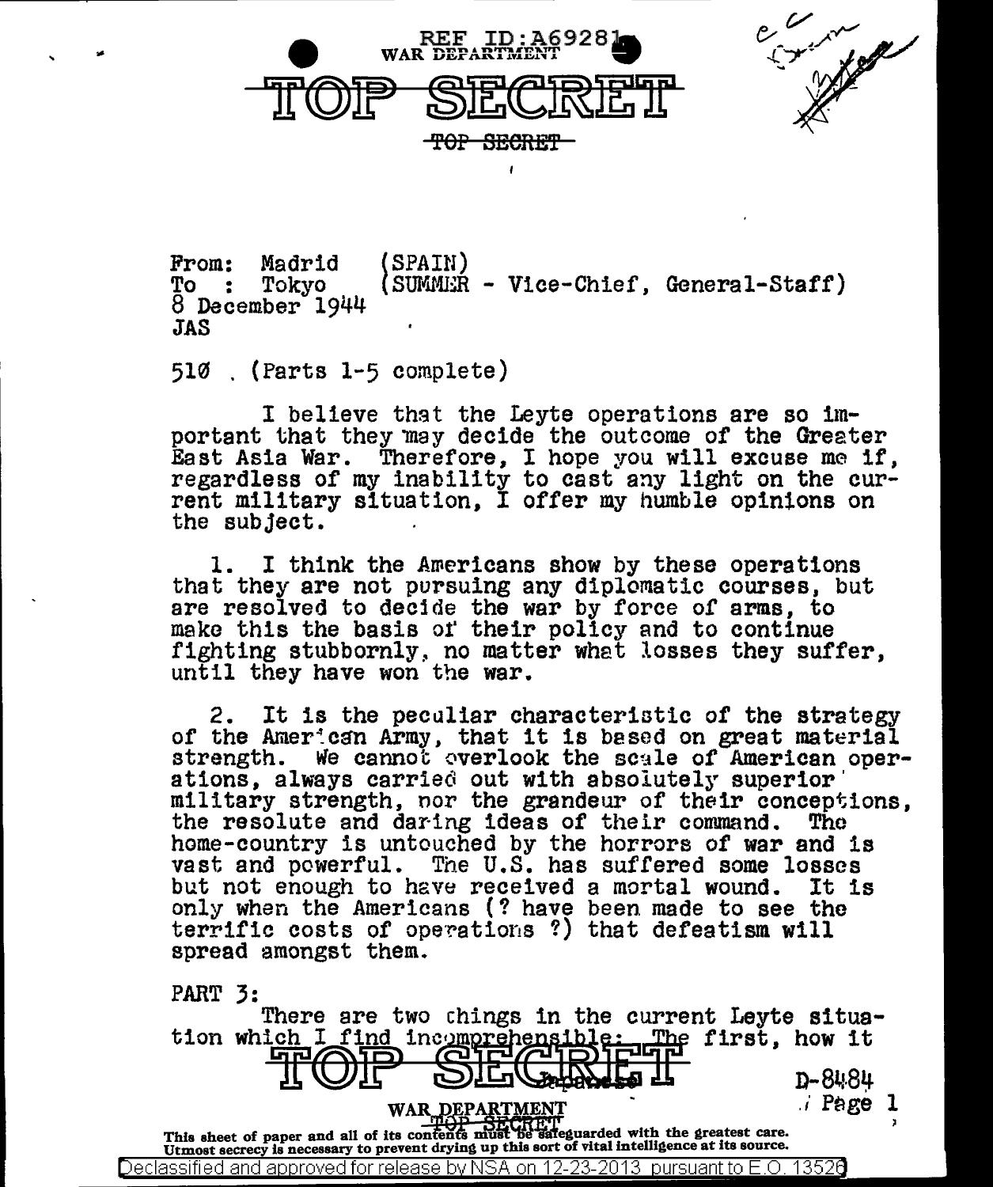REF ID:A69281
WAR DEPARTMENT

# TOP SECRET

~~TOP SECRET~~

From: Madrid (SPAIN)
To : Tokyo (SUMMER - Vice-Chief, General-Staff)
8 December 1944
JAS

510 . (Parts 1-5 complete)

I believe that the Leyte operations are so important that they may decide the outcome of the Greater East Asia War. Therefore, I hope you will excuse me if, regardless of my inability to cast any light on the current military situation, I offer my humble opinions on the subject.

1. I think the Americans show by these operations that they are not pursuing any diplomatic courses, but are resolved to decide the war by force of arms, to make this the basis of their policy and to continue fighting stubbornly, no matter what losses they suffer, until they have won the war.

2. It is the peculiar characteristic of the strategy of the American Army, that it is based on great material strength. We cannot overlook the scale of American operations, always carried out with absolutely superior military strength, nor the grandeur of their conceptions, the resolute and daring ideas of their command. The home-country is untouched by the horrors of war and is vast and powerful. The U.S. has suffered some losses but not enough to have received a mortal wound. It is only when the Americans (? have been made to see the terrific costs of operations ?) that defeatism will spread amongst them.

PART 3:

There are two things in the current Leyte situation which I find incomprehensible: The first, how it

TOP SECRET Japanese

D-8484

WAR DEPARTMENT
TOP SECRET
This sheet of paper and all of its contents must be safeguarded with the greatest care.
Utmost secrecy is necessary to prevent drying up this sort of vital intelligence at its source.

Declassified and approved for release by NSA on 12-23-2013 pursuant to E.O. 13526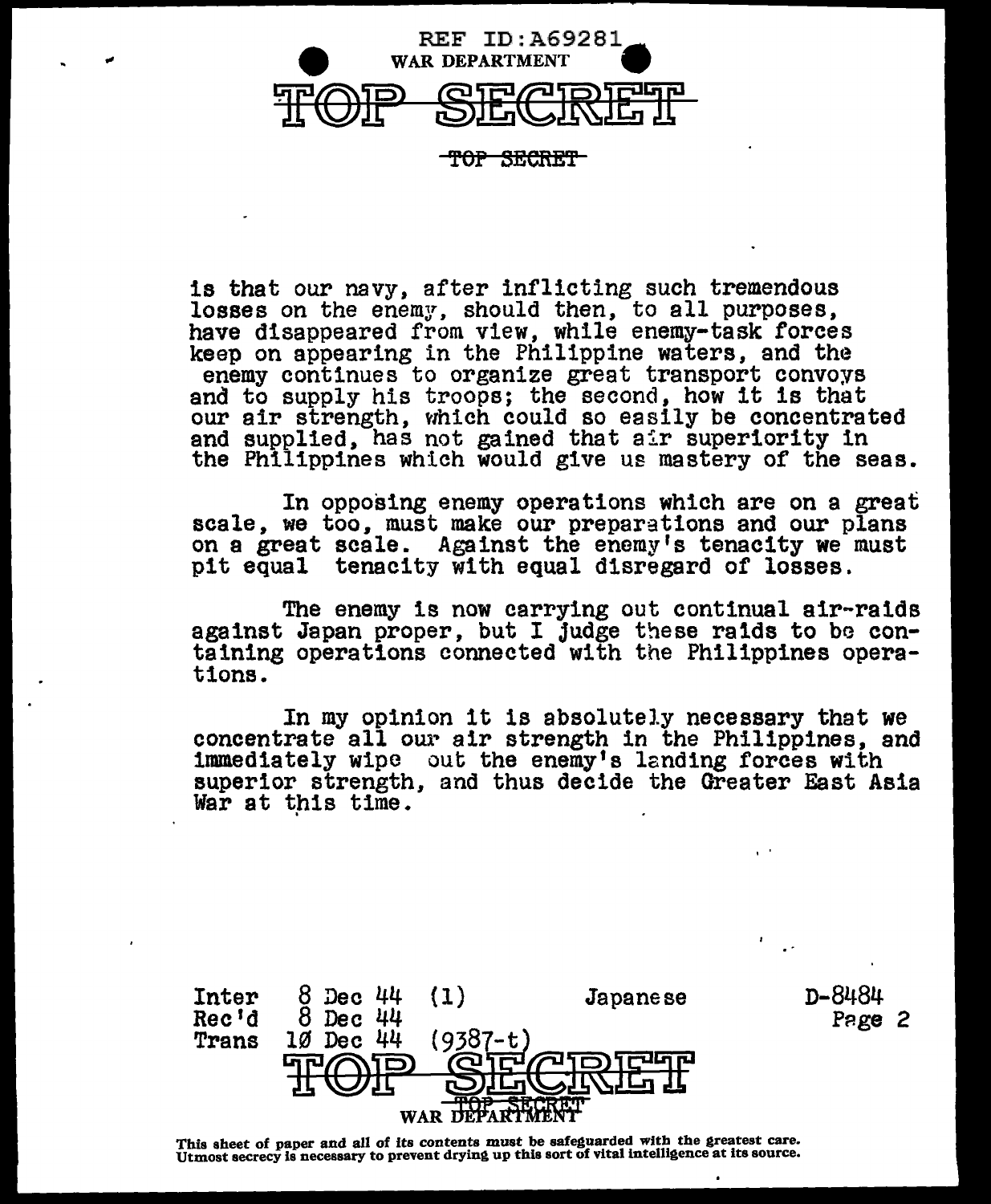is that our navy, after inflicting such tremendous losses on the enemy, should then, to all purposes, have disappeared from view, while enemy-task forces keep on appearing in the Philippine waters, and the enemy continues to organize great transport convoys and to supply his troops; the second, how it is that our air strength, which could so easily be concentrated and supplied, has not gained that air superiority in the Philippines which would give us mastery of the seas.

In opposing enemy operations which are on a great scale, we too, must make our preparations and our plans on a great scale. Against the enemy's tenacity we must pit equal tenacity with equal disregard of losses.

The enemy is now carrying out continual air-raids against Japan proper, but I judge these raids to be containing operations connected with the Philippines operations.

In my opinion it is absolutely necessary that we concentrate all our air strength in the Philippines, and immediately wipe out the enemy's landing forces with superior strength, and thus decide the Greater East Asia War at this time.

Inter 8 Dec 44 (1) Japanese D-8484
Rec'd 8 Dec 44
Trans 10 Dec 44 (9387-t)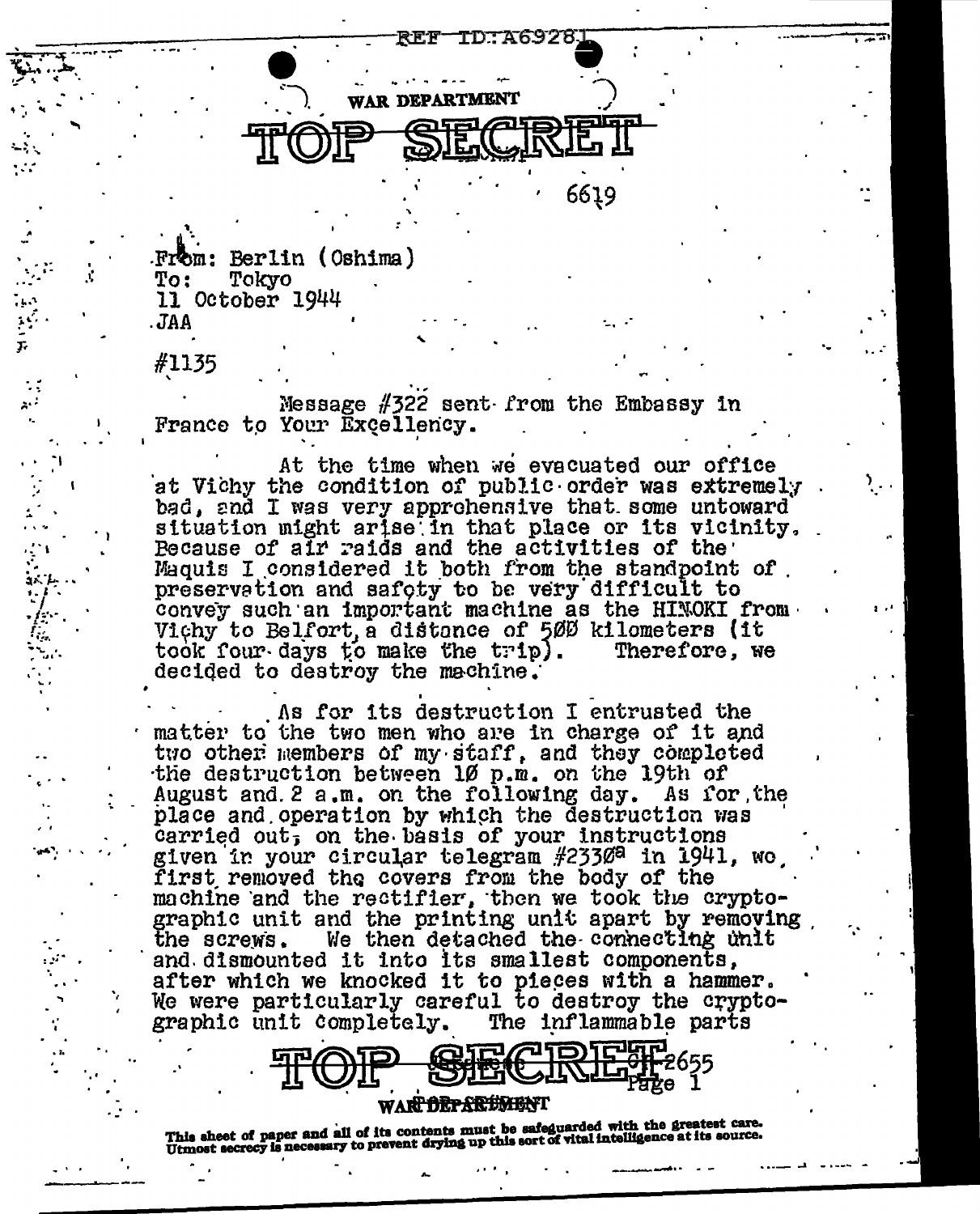WAR DEPARTMENT

TOP SECRET

6619

From: Berlin (Oshima)
To: Tokyo
11 October 1944
JAA

#1135

Message #322 sent from the Embassy in France to Your Excellency.

At the time when we evacuated our office at Vichy the condition of public order was extremely bad, and I was very apprehensive that some untoward situation might arise in that place or its vicinity. Because of air raids and the activities of the Maquis I considered it both from the standpoint of preservation and safety to be very difficult to convey such an important machine as the HINOKI from Vichy to Belfort, a distance of 500 kilometers (it took four days to make the trip). Therefore, we decided to destroy the machine.

As for its destruction I entrusted the matter to the two men who are in charge of it and two other members of my staff, and they completed the destruction between 10 p.m. on the 19th of August and 2 a.m. on the following day. As for the place and operation by which the destruction was carried out, on the basis of your instructions given in your circular telegram #2330[a] in 1941, we first removed the covers from the body of the machine and the rectifier, then we took the cryptographic unit and the printing unit apart by removing the screws. We then detached the connecting unit and dismounted it into its smallest components, after which we knocked it to pieces with a hammer. We were particularly careful to destroy the cryptographic unit completely. The inflammable parts

TOP SECRET

WAR DEPARTMENT

This sheet of paper and all of its contents must be safeguarded with the greatest care. Utmost secrecy is necessary to prevent drying up this sort of vital intelligence at its source.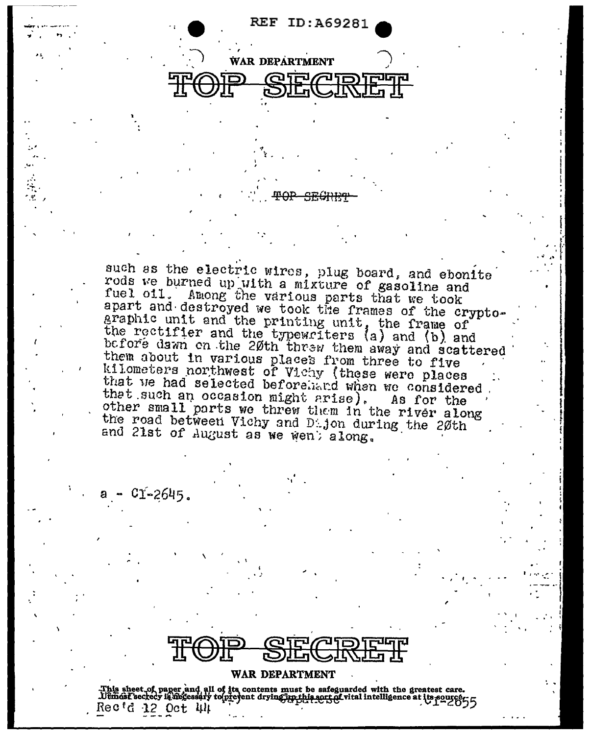such as the electric wires, plug board, and ebonite rods we burned up with a mixture of gasoline and fuel oil. Among the various parts that we took apart and destroyed we took the frames of the cryptographic unit and the printing unit, the frame of the rectifier and the typewriters (a) and (b) and before dawn on the 20th threw them away and scattered them about in various places from three to five kilometers northwest of Vichy (these were places that we had selected beforehand when we considered that such an occasion might arise). As for the other small parts we threw them in the river along the road between Vichy and Dijon during the 20th and 21st of August as we went along.

a - CI-2645.

This sheet of paper and all of its contents must be safeguarded with the greatest care. Utmost secrecy is necessary to prevent drying up this sort of vital intelligence at its source.

Rec'd 12 Oct 44

CI-2655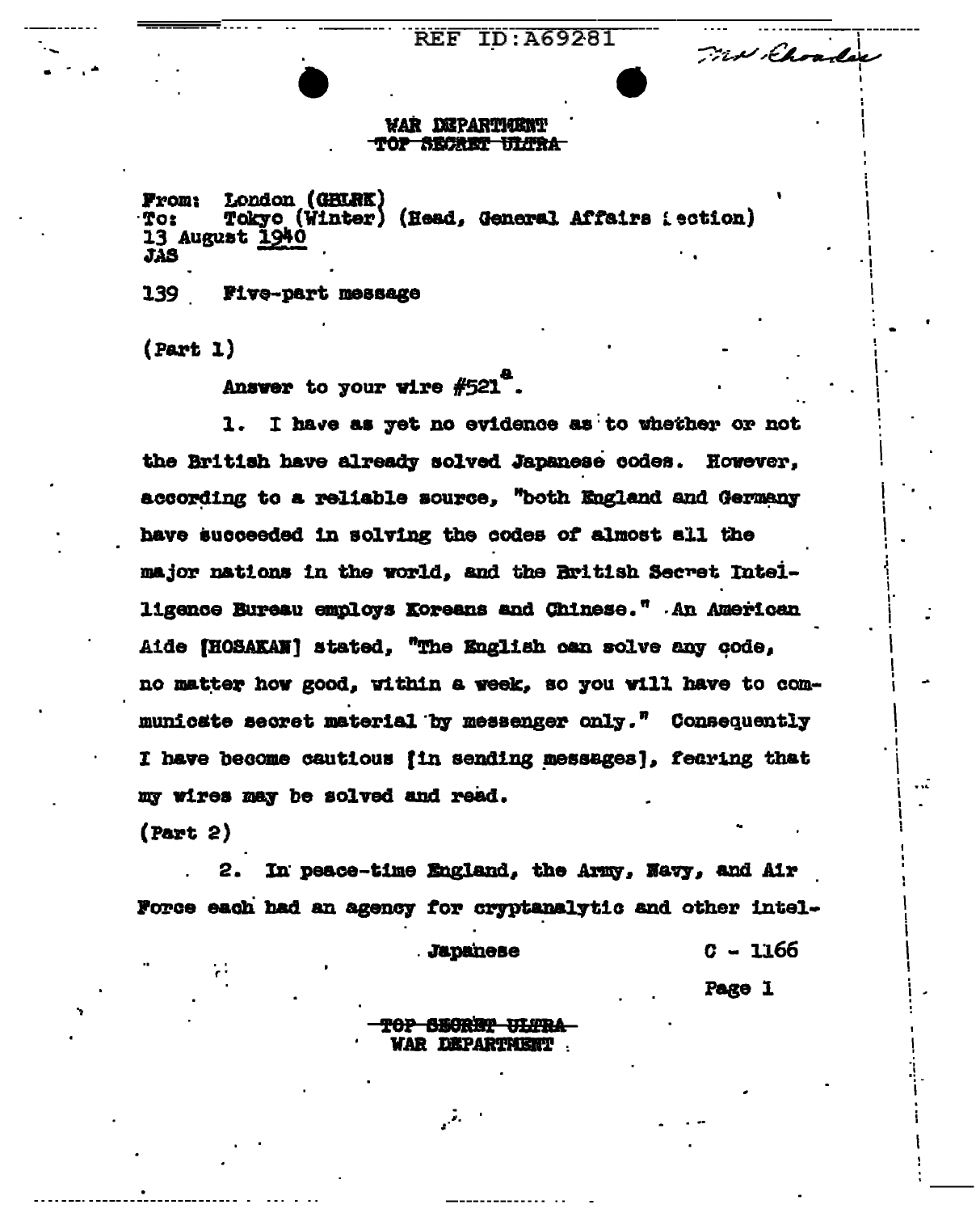WAR DEPARTMENT
~~TOP SECRET ULTRA~~

From: London (GBLRK)
To: Tokyo (Winter) (Head, General Affairs Section)
13 August 1940
JAS

139 Five-part message

(Part 1)

Answer to your wire #521[a].

1. I have as yet no evidence as to whether or not the British have already solved Japanese codes. However, according to a reliable source, "both England and Germany have succeeded in solving the codes of almost all the major nations in the world, and the British Secret Intelligence Bureau employs Koreans and Chinese." An American Aide [HOSAKAN] stated, "The English can solve any code, no matter how good, within a week, so you will have to communicate secret material by messenger only." Consequently I have become cautious [in sending messages], fearing that my wires may be solved and read.

(Part 2)

2. In peace-time England, the Army, Navy, and Air Force each had an agency for cryptanalytic and other intel-

Japanese C - 1166

~~TOP SECRET ULTRA~~
WAR DEPARTMENT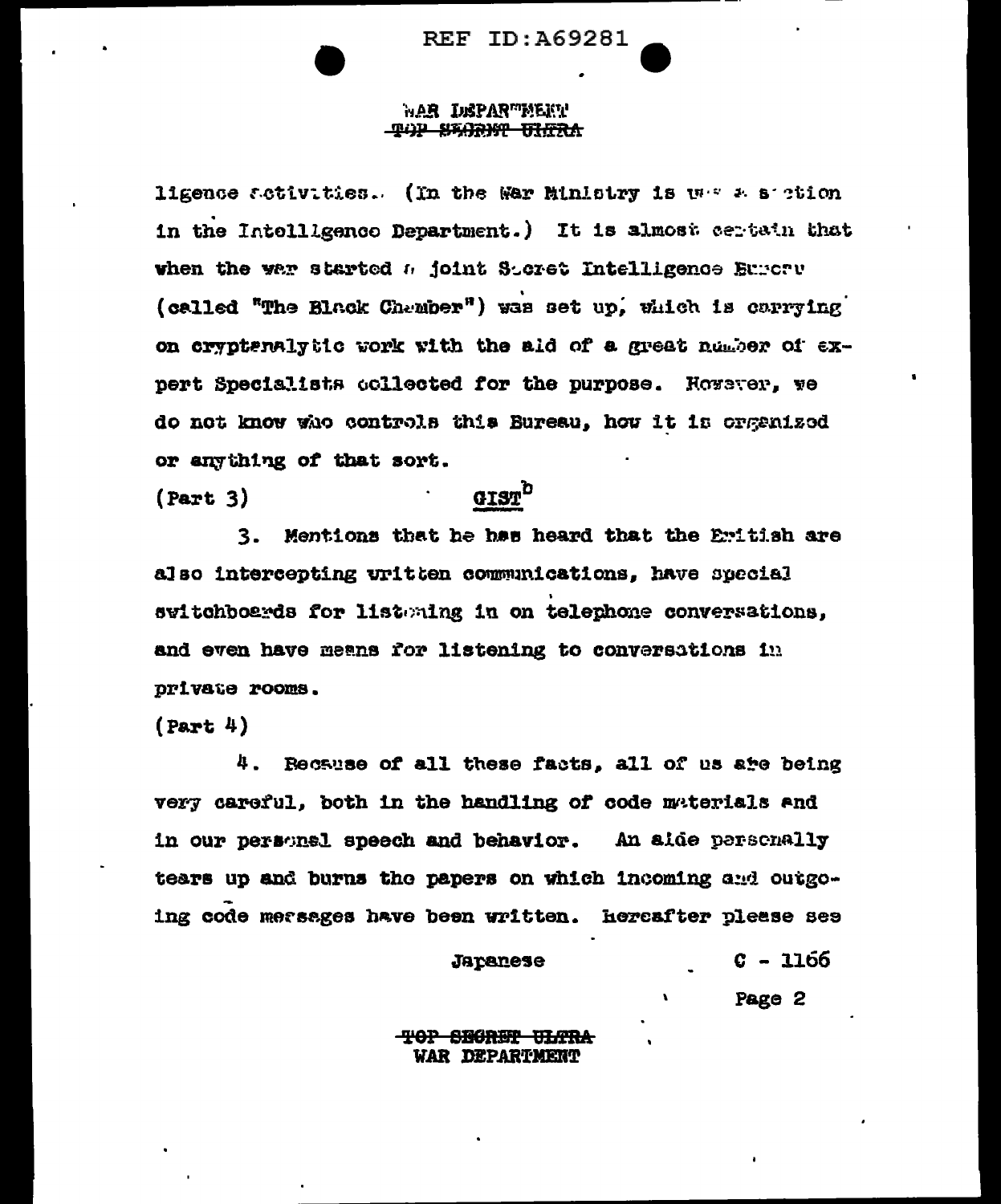ligence activities. (In the War Ministry is was a section in the Intelligence Department.) It is almost certain that when the war started a joint Secret Intelligence Bureau (called "The Black Chamber") was set up, which is carrying on cryptanalytic work with the aid of a great number of expert Specialists collected for the purpose. However, we do not know who controls this Bureau, how it is organized or anything of that sort.

(Part 3) GIST[b]

3. Mentions that he has heard that the British are also intercepting written communications, have special switchboards for listening in on telephone conversations, and even have means for listening to conversations in private rooms.

(Part 4)

4. Because of all these facts, all of us are being very careful, both in the handling of code materials and in our personal speech and behavior. An aide personally tears up and burns the papers on which incoming and outgoing code messages have been written. Hereafter please see

Japanese C - 1166

Page 2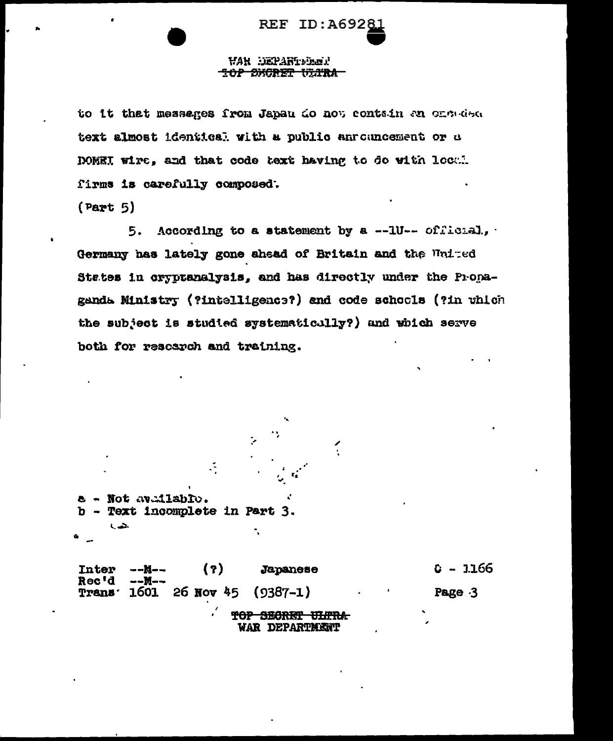WAR DEPARTMENT
~~TOP SECRET ULTRA~~

to it that messages from Japan do not contain an encoded text almost identical with a public announcement or a DOMEI wire, and that code text having to do with local firms is carefully composed.

(Part 5)

5. According to a statement by a --1U-- official, Germany has lately gone ahead of Britain and the United States in cryptanalysis, and has directly under the Propaganda Ministry (?intelligence?) and code schools (?in which the subject is studied systematically?) and which serve both for research and training.

a - Not available.
b - Text incomplete in Part 3.

Inter --M-- (?) Japanese
Rec'd --M--
Trans 1601 26 Nov 45 (9387-1)

C - 1166

~~TOP SECRET ULTRA~~
WAR DEPARTMENT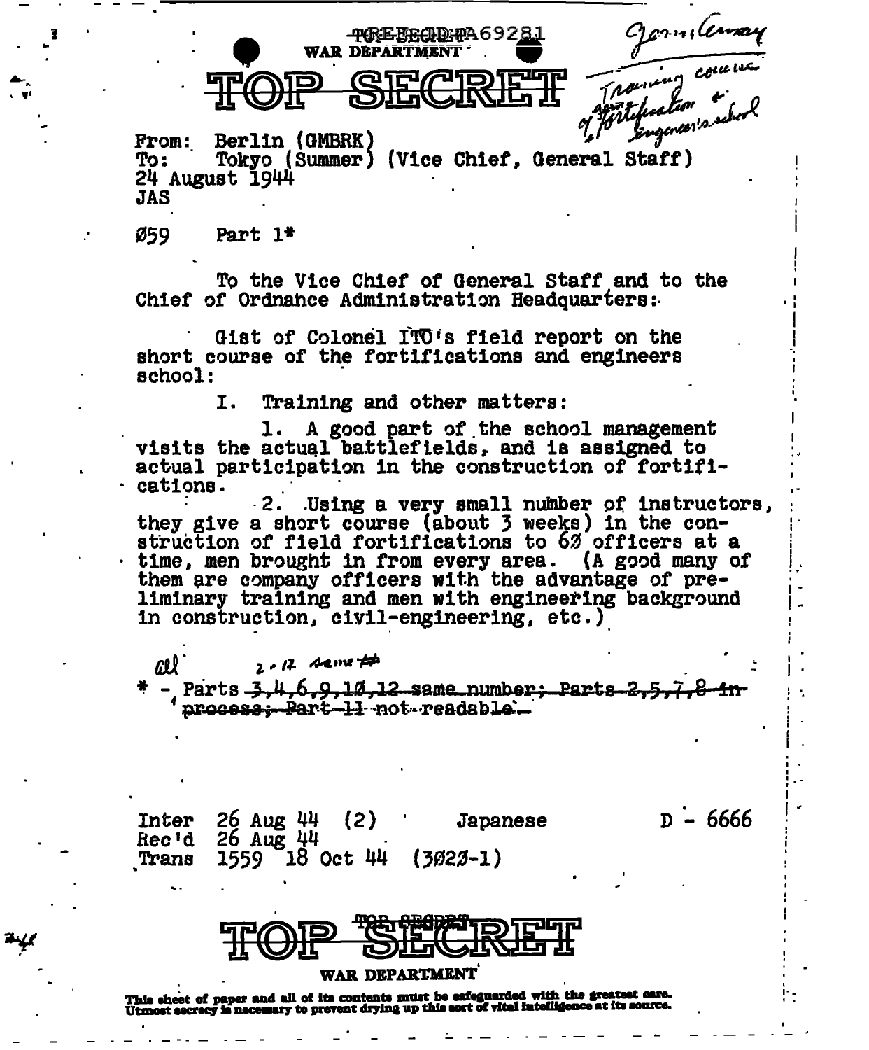TOP SECRET #A69281

WAR DEPARTMENT

# TOP SECRET

Germ. Army

Training course of fortification & engineer's school

From: Berlin (GMBRK)
To: Tokyo (Summer) (Vice Chief, General Staff)
24 August 1944
JAS

Ø59 Part 1*

To the Vice Chief of General Staff and to the Chief of Ordnance Administration Headquarters:

Gist of Colonel ITO's field report on the short course of the fortifications and engineers school:

I. Training and other matters:

1. A good part of the school management visits the actual battlefields, and is assigned to actual participation in the construction of fortifications.

2. Using a very small number of instructors, they give a short course (about 3 weeks) in the construction of field fortifications to 6Ø officers at a time, men brought in from every area. (A good many of them are company officers with the advantage of preliminary training and men with engineering background in construction, civil-engineering, etc.)

all 2-12 same #

\* - Parts ~~3,4,6,9,1Ø,12 same number; Parts 2,5,7,8 in process; Part 11 not readable.~~

Inter 26 Aug 44 (2) Japanese D - 6666
Rec'd 26 Aug 44
Trans 1559 18 Oct 44 (3Ø2Ø-1)

# TOP SECRET

WAR DEPARTMENT

This sheet of paper and all of its contents must be safeguarded with the greatest care. Utmost secrecy is necessary to prevent drying up this sort of vital intelligence at its source.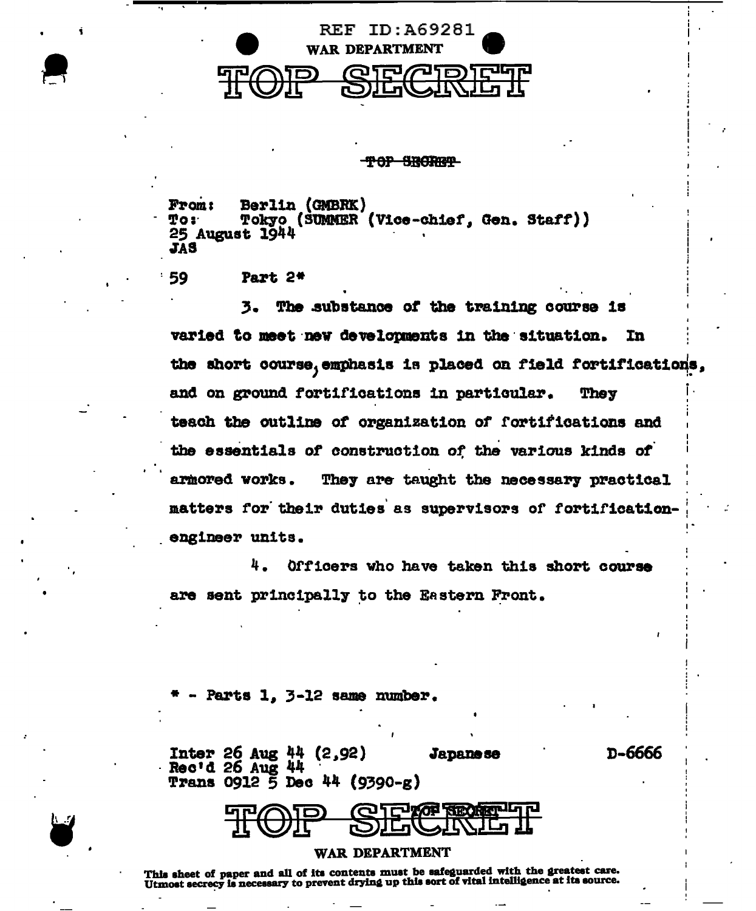REF ID:A69281

WAR DEPARTMENT

TOP SECRET

~~TOP SECRET~~

From: Berlin (GMBRK)
To: Tokyo (SUMMER (Vice-chief, Gen. Staff))
25 August 1944
JAS

59 Part 2*

3. The substance of the training course is varied to meet new developments in the situation. In the short course, emphasis is placed on field fortifications, and on ground fortifications in particular. They teach the outline of organization of fortifications and the essentials of construction of the various kinds of armored works. They are taught the necessary practical matters for their duties as supervisors of fortification-engineer units.

4. Officers who have taken this short course are sent principally to the Eastern Front.

* - Parts 1, 3-12 same number.

Inter 26 Aug 44 (2,92) Japanese D-6666
Rec'd 26 Aug 44
Trans 0912 5 Dec 44 (9390-g)

TOP SECRET

WAR DEPARTMENT

This sheet of paper and all of its contents must be safeguarded with the greatest care. Utmost secrecy is necessary to prevent drying up this sort of vital intelligence at its source.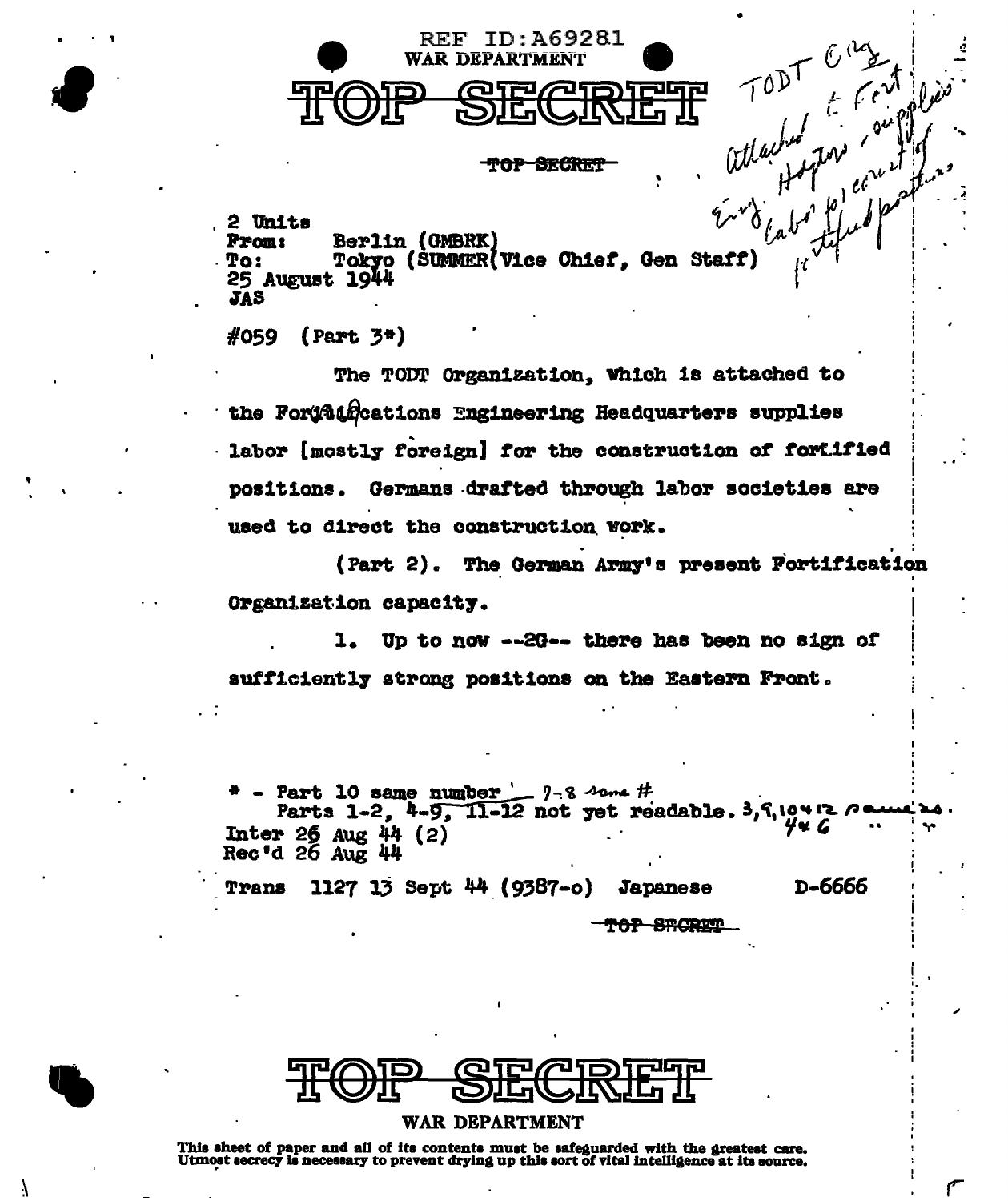REF ID:A69281

WAR DEPARTMENT

# TOP SECRET

~~TOP SECRET~~

TODT Org attached to Fort. Eng. Hqtrs. - supplies labor for construct of fortified positions

2 Units
From: Berlin (GMBRK)
To: Tokyo (SUMMER(Vice Chief, Gen Staff)
25 August 1944
JAS

#059 (Part 3*)

The TODT Organization, which is attached to the Fortifications Engineering Headquarters supplies labor [mostly foreign] for the construction of fortified positions. Germans drafted through labor societies are used to direct the construction work.

(Part 2). The German Army's present Fortification Organization capacity.

1. Up to now --2G-- there has been no sign of sufficiently strong positions on the Eastern Front.

\* - Part 10 same number 7-8 same #
Parts 1-2, 4-9, 11-12 not yet readable. 3, 9, 10 & 12 same no. 4 & 6 " "
Inter 26 Aug 44 (2)
Rec'd 26 Aug 44

Trans 1127 13 Sept 44 (9387-o) Japanese D-6666

~~TOP SECRET~~

# TOP SECRET

WAR DEPARTMENT

This sheet of paper and all of its contents must be safeguarded with the greatest care. Utmost secrecy is necessary to prevent drying up this sort of vital intelligence at its source.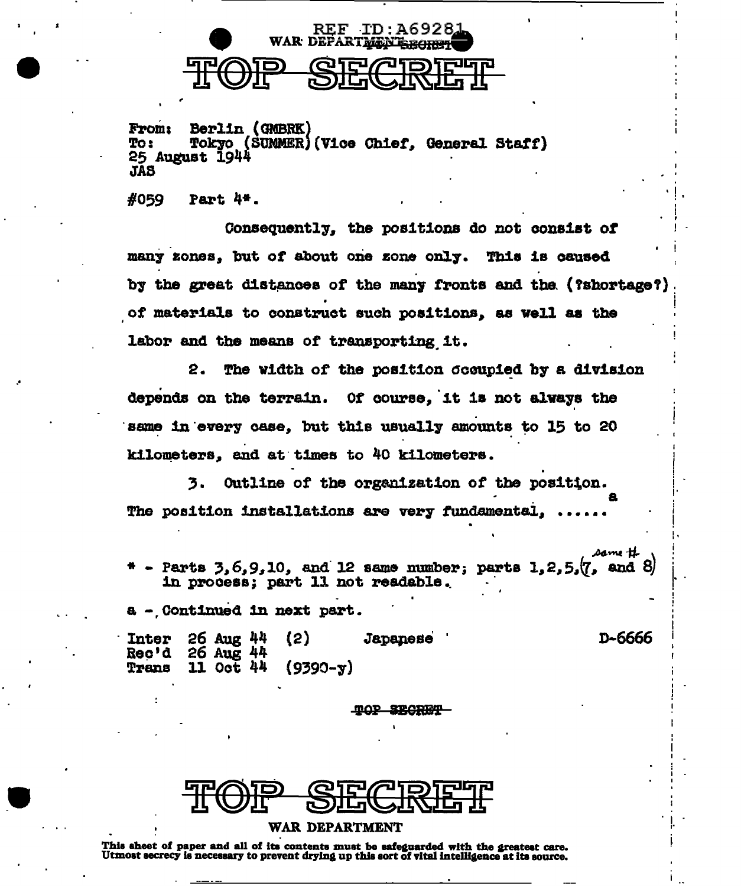REF ID:A69281

WAR DEPARTMENT TOP SECRET

# TOP SECRET

From: Berlin (GMBRK)
To: Tokyo (SUMMER)(Vice Chief, General Staff)
25 August 1944
JAS

#059 Part 4*.

Consequently, the positions do not consist of many zones, but of about one zone only. This is caused by the great distances of the many fronts and the (?shortage?) of materials to construct such positions, as well as the labor and the means of transporting it.

2. The width of the position occupied by a division depends on the terrain. Of course, it is not always the same in every case, but this usually amounts to 15 to 20 kilometers, and at times to 40 kilometers.

3. Outline of the organization of the position. The position installations are very fundamental, ......[a]

\* - Parts 3,6,9,10, and 12 same number; parts 1,2,5,(7, and 8) *same #* in process; part 11 not readable.

a - Continued in next part.

Inter 26 Aug 44 (2) Japanese D-6666
Rec'd 26 Aug 44
Trans 11 Oct 44 (9390-y)

~~TOP SECRET~~

# TOP SECRET

WAR DEPARTMENT

This sheet of paper and all of its contents must be safeguarded with the greatest care. Utmost secrecy is necessary to prevent drying up this sort of vital intelligence at its source.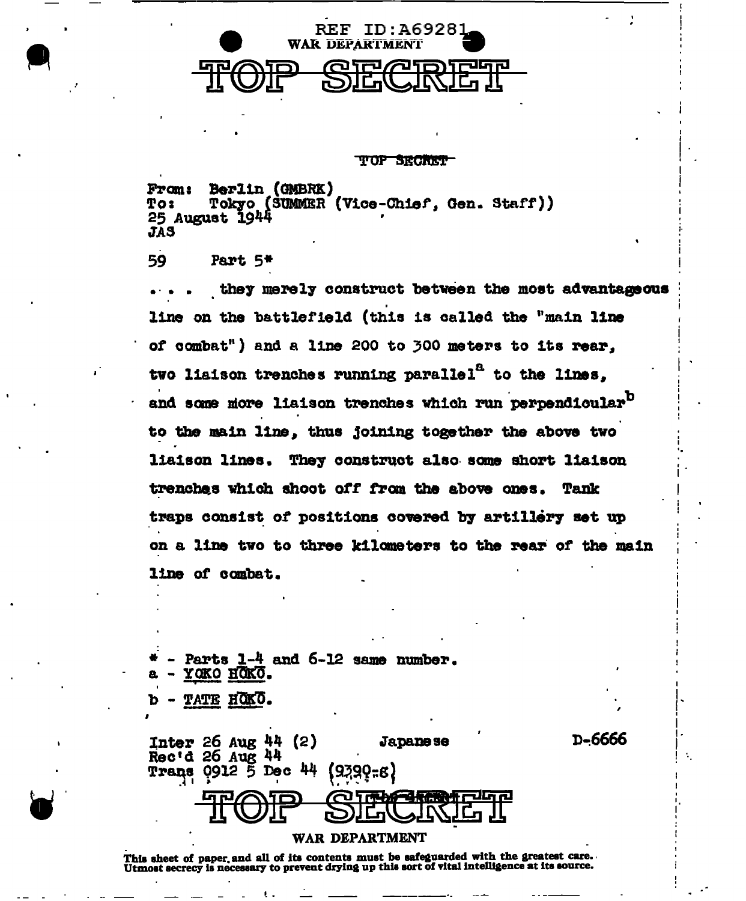REF ID:A69281

WAR DEPARTMENT

# TOP SECRET

TOP SECRET

From: Berlin (GMBRK)
To: Tokyo (SUMMER (Vice-Chief, Gen. Staff))
25 August 1944
JAS

59 Part 5*

. . . they merely construct between the most advantageous line on the battlefield (this is called the "main line of combat") and a line 200 to 300 meters to its rear, two liaison trenches running parallel[a] to the lines, and some more liaison trenches which run perpendicular[b] to the main line, thus joining together the above two liaison lines. They construct also some short liaison trenches which shoot off from the above ones. Tank traps consist of positions covered by artillery set up on a line two to three kilometers to the rear of the main line of combat.

\* - Parts 1-4 and 6-12 same number.
a - YOKO HŌKŌ.
b - TATE HŌKŌ.

Inter 26 Aug 44 (2) Japanese D-6666
Rec'd 26 Aug 44
Trans 0912 5 Dec 44 (9390-S)

# TOP SECRET

WAR DEPARTMENT

This sheet of paper and all of its contents must be safeguarded with the greatest care. Utmost secrecy is necessary to prevent drying up this sort of vital intelligence at its source.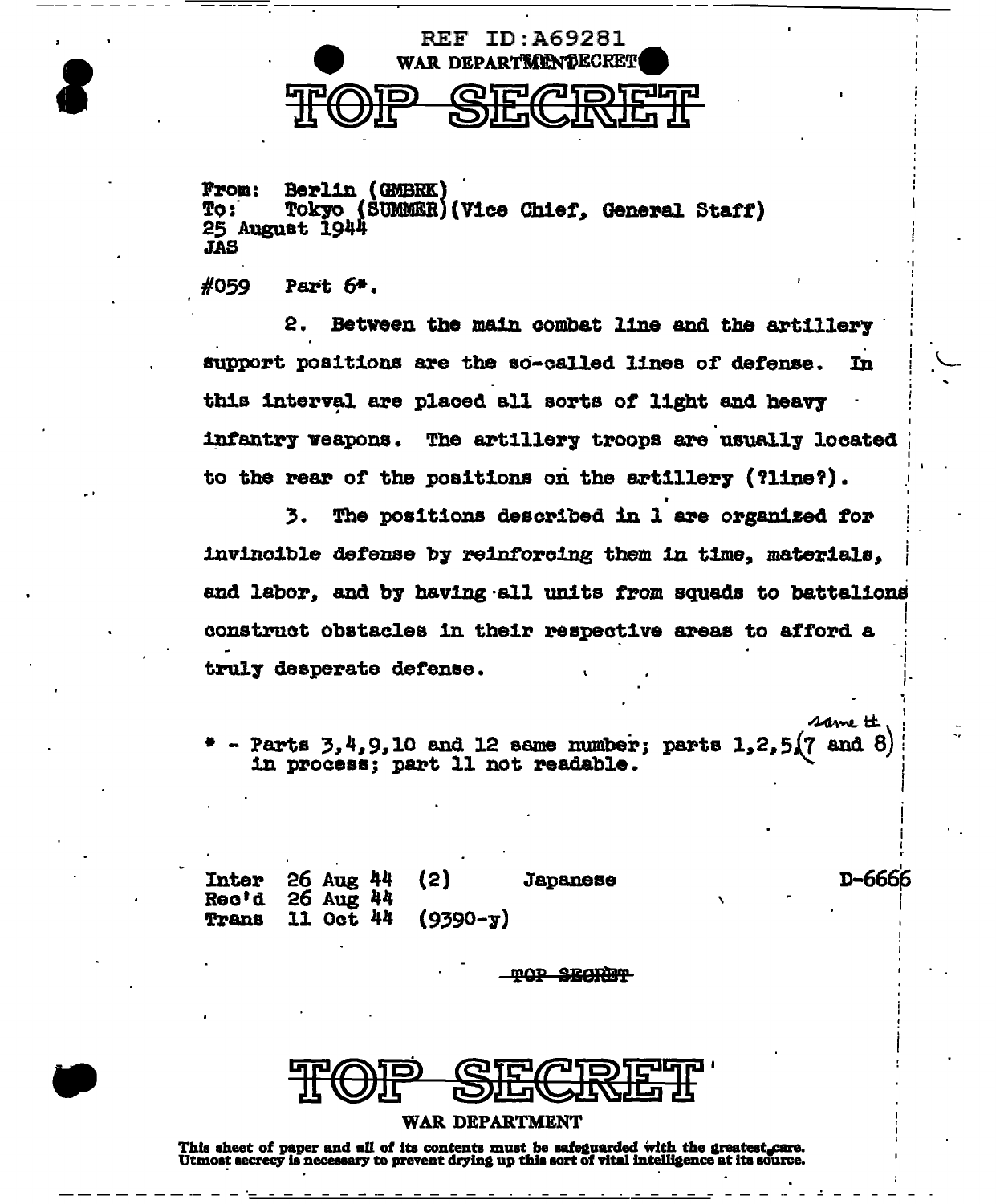REF ID:A69281

WAR DEPARTMENT SECRET

# TOP SECRET

From: Berlin (GMBRK)
To: Tokyo (SUMMER)(Vice Chief, General Staff)
25 August 1944
JAS

#059 Part 6*.

2. Between the main combat line and the artillery support positions are the so-called lines of defense. In this interval are placed all sorts of light and heavy infantry weapons. The artillery troops are usually located to the rear of the positions on the artillery (?line?).

3. The positions described in 1 are organized for invincible defense by reinforcing them in time, materials, and labor, and by having all units from squads to battalions construct obstacles in their respective areas to afford a truly desperate defense.

\* - Parts 3,4,9,10 and 12 same number; parts 1,2,5,(7 and 8) same # in process; part 11 not readable.

Inter 26 Aug 44 (2) Japanese D-6666
Rec'd 26 Aug 44
Trans 11 Oct 44 (9390-y)

~~TOP SECRET~~

# TOP SECRET

WAR DEPARTMENT

This sheet of paper and all of its contents must be safeguarded with the greatest care. Utmost secrecy is necessary to prevent drying up this sort of vital intelligence at its source.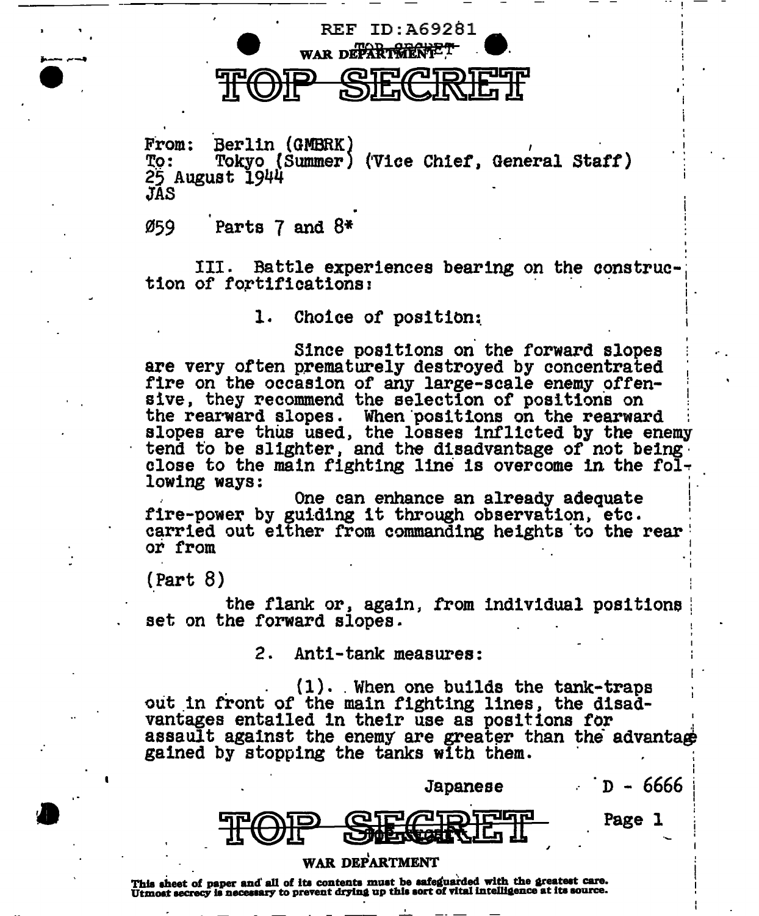REF ID:A69281

WAR DEPARTMENT

# TOP SECRET

From: Berlin (GMBRK)
To: Tokyo (Summer) (Vice Chief, General Staff)
25 August 1944
JAS

Ø59 Parts 7 and 8*

III. Battle experiences bearing on the construction of fortifications:

1. Choice of position:

Since positions on the forward slopes are very often prematurely destroyed by concentrated fire on the occasion of any large-scale enemy offensive, they recommend the selection of positions on the rearward slopes. When positions on the rearward slopes are thus used, the losses inflicted by the enemy tend to be slighter, and the disadvantage of not being close to the main fighting line is overcome in the following ways:

One can enhance an already adequate fire-power by guiding it through observation, etc. carried out either from commanding heights to the rear or from

(Part 8)

the flank or, again, from individual positions set on the forward slopes.

2. Anti-tank measures:

(1). When one builds the tank-traps out in front of the main fighting lines, the disadvantages entailed in their use as positions for assault against the enemy are greater than the advantage gained by stopping the tanks with them.

Japanese D - 6666

TOP SECRET

WAR DEPARTMENT

This sheet of paper and all of its contents must be safeguarded with the greatest care. Utmost secrecy is necessary to prevent drying up this sort of vital intelligence at its source.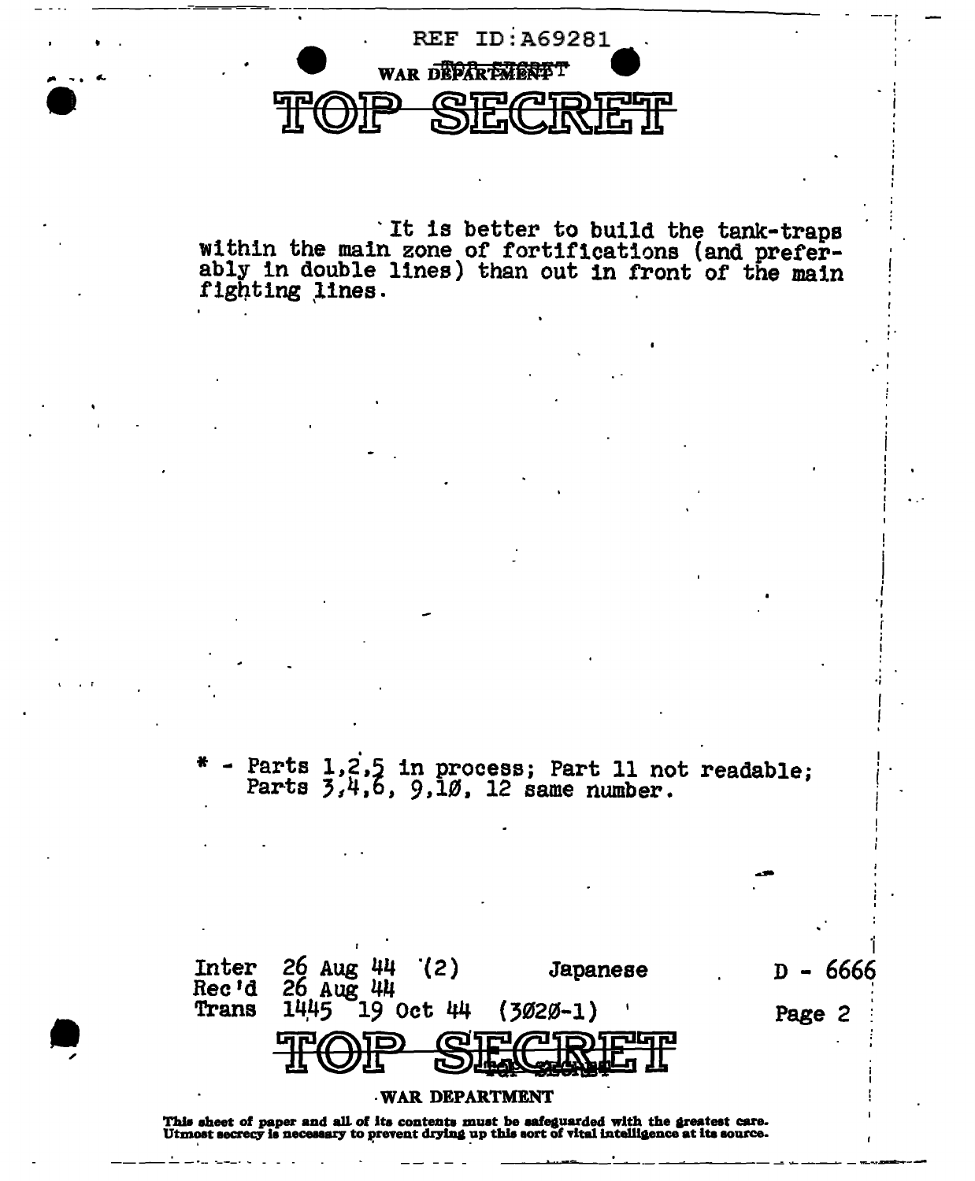REF ID:A69281

WAR DEPARTMENT

# TOP SECRET

It is better to build the tank-traps within the main zone of fortifications (and preferably in double lines) than out in front of the main fighting lines.

* - Parts 1,2,5 in process; Part 11 not readable; Parts 3,4,6, 9,1Ø, 12 same number.

Inter 26 Aug 44 (2) Japanese D - 6666
Rec'd 26 Aug 44
Trans 1445 19 Oct 44 (3Ø2Ø-1) Page 2

# TOP SECRET

WAR DEPARTMENT

**This sheet of paper and all of its contents must be safeguarded with the greatest care. Utmost secrecy is necessary to prevent drying up this sort of vital intelligence at its source.**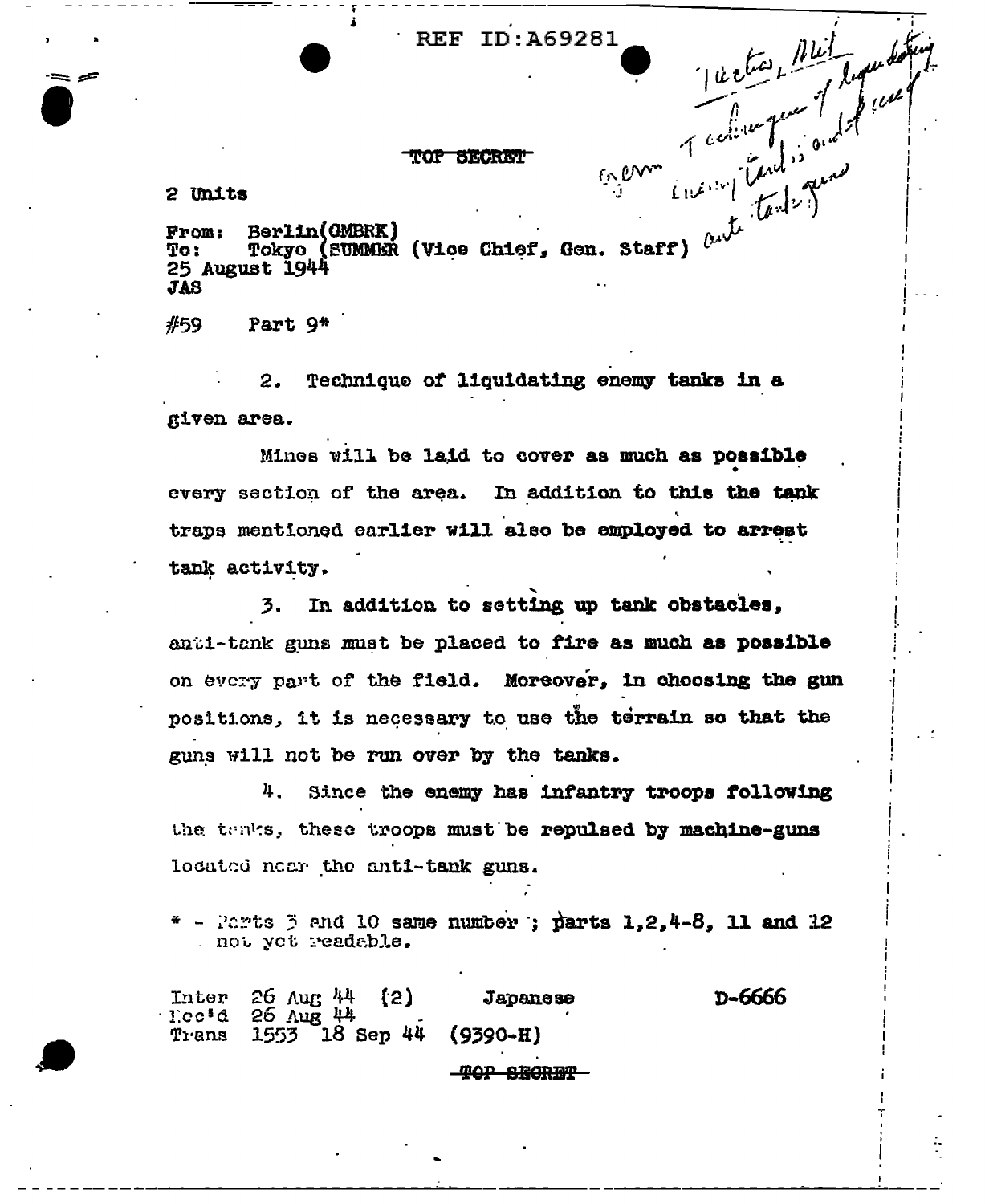REF ID:A69281

Tactics, Mil
Germ Technique of liquidating enemy tanks and of use of anti-tank guns

TOP SECRET

2 Units

From: Berlin(GMBRK)
To: Tokyo (SUMMER (Vice Chief, Gen. Staff)
25 August 1944
JAS

#59 Part 9*

2. Technique of liquidating enemy tanks in a given area.

Mines will be laid to cover as much as possible every section of the area. In addition to this the tank traps mentioned earlier will also be employed to arrest tank activity.

3. In addition to setting up tank obstacles, anti-tank guns must be placed to fire as much as possible on every part of the field. Moreover, in choosing the gun positions, it is necessary to use the terrain so that the guns will not be run over by the tanks.

4. Since the enemy has infantry troops following the tanks, these troops must be repulsed by machine-guns located near the anti-tank guns.

* - Parts 3 and 10 same number ; parts 1,2,4-8, 11 and 12 not yet readable.

Inter 26 Aug 44 (2) Japanese D-6666
Rec'd 26 Aug 44
Trans 1553 18 Sep 44 (9390-H)

TOP SECRET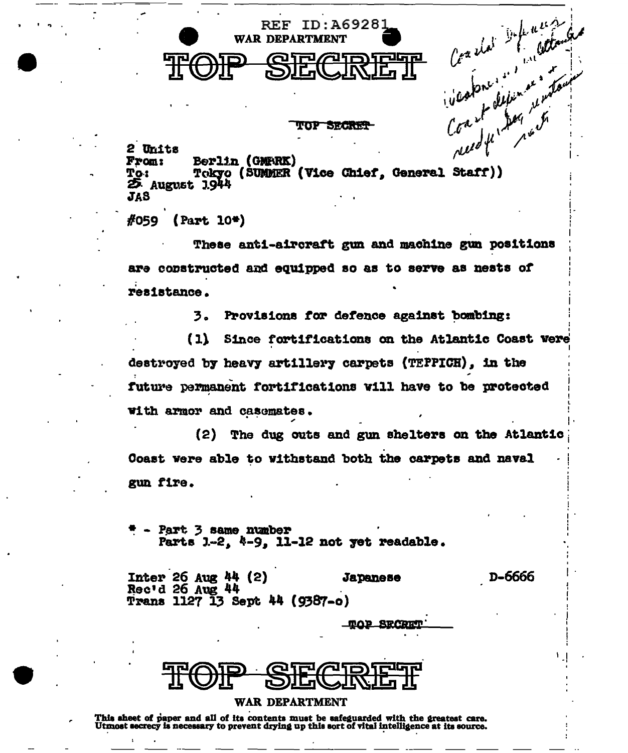REF ID:A69281

WAR DEPARTMENT

# TOP SECRET

Coastal Defenses / installations / Coast defenses & / need for Pas (?) ... (handwritten, partially illegible)

TOP SECRET

2 Units
From: Berlin (GMARK)
To: Tokyo (SUMMER (Vice Chief, General Staff))
25 August 1944
JAS

#059 (Part 10*)

These anti-aircraft gun and machine gun positions are constructed and equipped so as to serve as nests of resistance.

3. Provisions for defence against bombing:

(1) Since fortifications on the Atlantic Coast were destroyed by heavy artillery carpets (TEPPICH), in the future permanent fortifications will have to be protected with armor and casemates.

(2) The dug outs and gun shelters on the Atlantic Coast were able to withstand both the carpets and naval gun fire.

\* - Part 3 same number
Parts 1-2, 4-9, 11-12 not yet readable.

Inter 26 Aug 44 (2) Japanese D-6666
Rec'd 26 Aug 44
Trans 1127 13 Sept 44 (9387-o)

TOP SECRET

# TOP SECRET

WAR DEPARTMENT

This sheet of paper and all of its contents must be safeguarded with the greatest care. Utmost secrecy is necessary to prevent drying up this sort of vital intelligence at its source.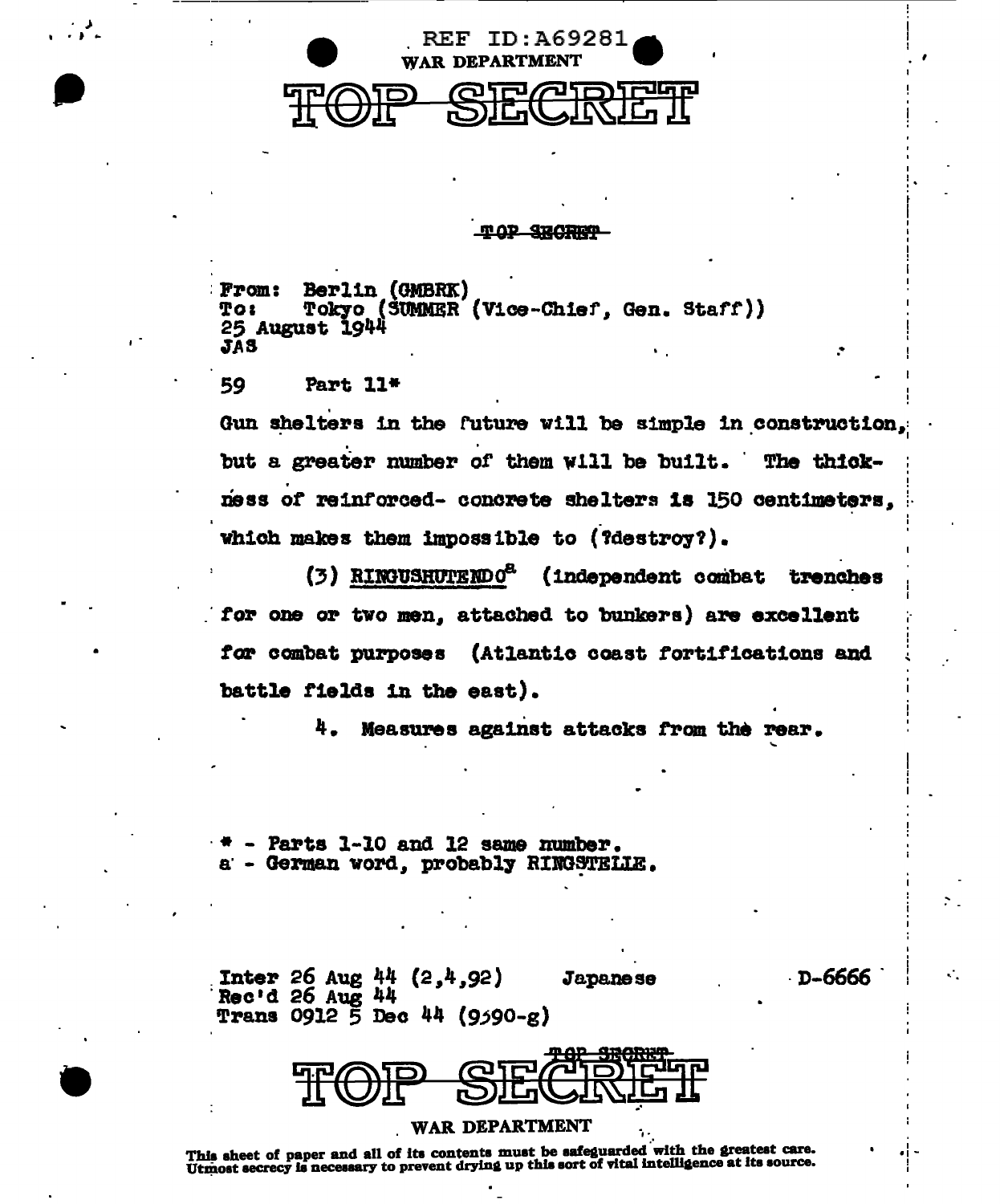REF ID:A69281
WAR DEPARTMENT

TOP SECRET

~~TOP SECRET~~

From: Berlin (GMBRK)
To: Tokyo (SUMMER (Vice-Chief, Gen. Staff))
25 August 1944
JAS

59 Part 11*

Gun shelters in the future will be simple in construction, but a greater number of them will be built. The thickness of reinforced- concrete shelters is 150 centimeters, which makes them impossible to (?destroy?).

(3) RINGUSHUTENDO[a] (independent combat trenches for one or two men, attached to bunkers) are excellent for combat purposes (Atlantic coast fortifications and battle fields in the east).

4. Measures against attacks from the rear.

\* - Parts 1-10 and 12 same number.
a - German word, probably RINGSTELLE.

Inter 26 Aug 44 (2,4,92) Japanese D-6666
Rec'd 26 Aug 44
Trans 0912 5 Dec 44 (9590-g)

~~TOP SECRET~~

TOP SECRET

WAR DEPARTMENT

This sheet of paper and all of its contents must be safeguarded with the greatest care. Utmost secrecy is necessary to prevent drying up this sort of vital intelligence at its source.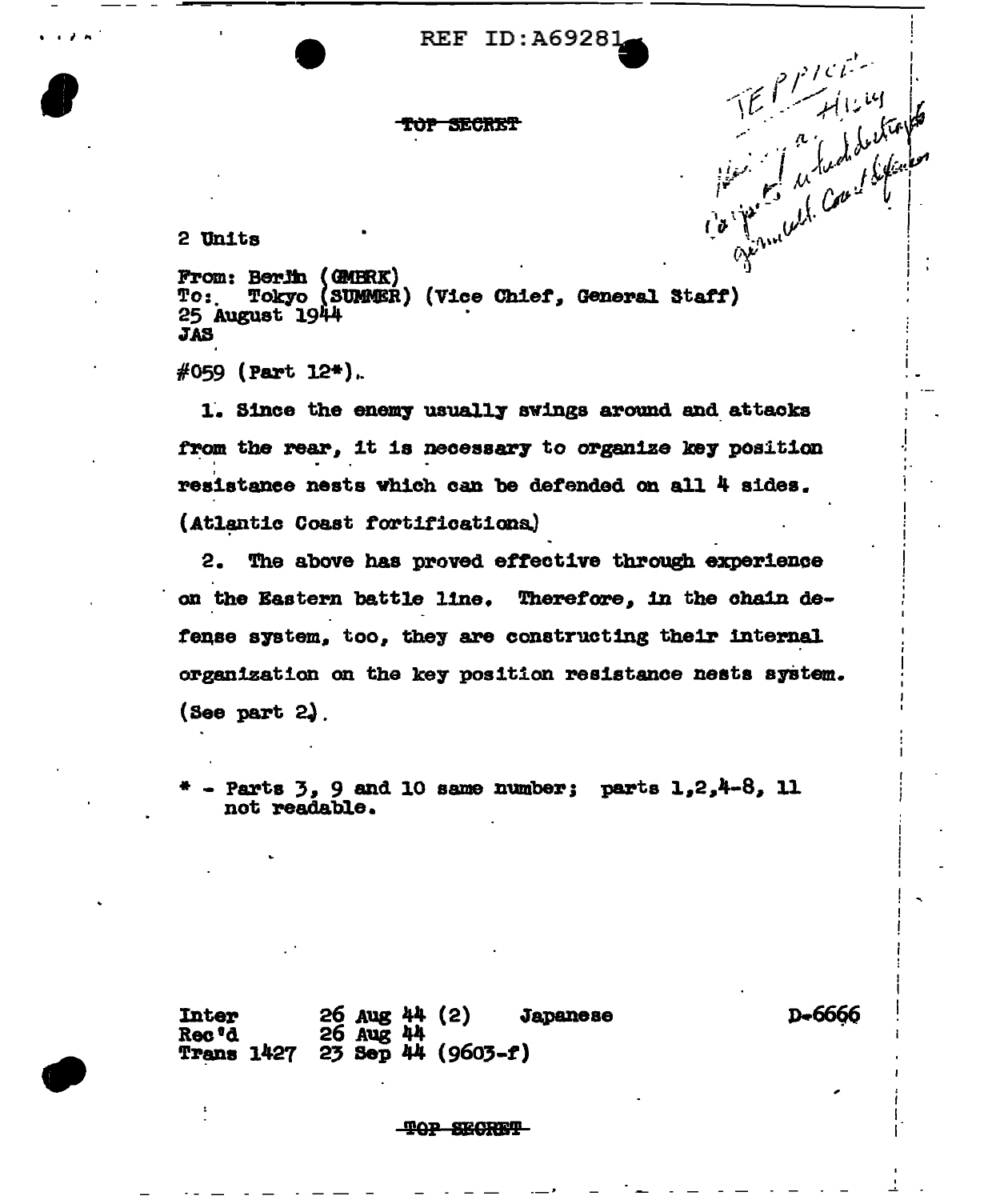REF ID:A69281

~~TOP SECRET~~

TEPPICH
Hiroshima(?) — ... Germany(?) ... Coast defenses

2 Units

From: Berlin (GMBRK)
To: Tokyo (SUMMER) (Vice Chief, General Staff)
25 August 1944
JAS

#059 (Part 12*).

1. Since the enemy usually swings around and attacks from the rear, it is necessary to organize key position resistance nests which can be defended on all 4 sides. (Atlantic Coast fortifications)

2. The above has proved effective through experience on the Eastern battle line. Therefore, in the chain defense system, too, they are constructing their internal organization on the key position resistance nests system. (See part 2).

\* - Parts 3, 9 and 10 same number; parts 1,2,4-8, 11 not readable.

Inter 26 Aug 44 (2) Japanese
Rec'd 26 Aug 44
Trans 1427 23 Sep 44 (9603-f)

D-6666

~~TOP SECRET~~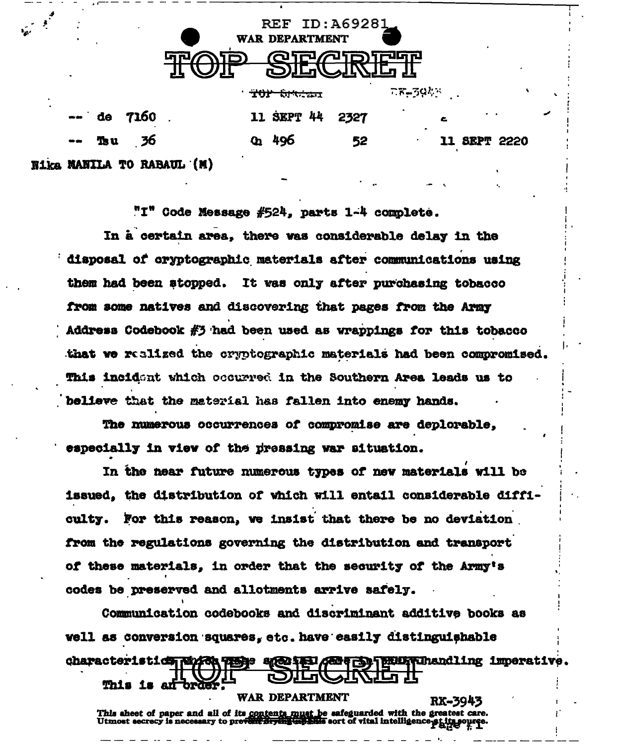REF ID:A69281

WAR DEPARTMENT

# TOP SECRET

TOP SECRET RK-3943

-- de 7160 11 SEPT 44 2327 c

-- Tsu 36 Qn 496 52 11 SEPT 2220

Nika MANILA TO RABAUL (M)

"I" Code Message #524, parts 1-4 complete.

In a certain area, there was considerable delay in the disposal of cryptographic materials after communications using them had been stopped. It was only after purchasing tobacco from some natives and discovering that pages from the Army Address Codebook #3 had been used as wrappings for this tobacco that we realized the cryptographic materials had been compromised. This incident which occurred in the Southern Area leads us to believe that the material has fallen into enemy hands.

The numerous occurrences of compromise are deplorable, especially in view of the pressing war situation.

In the near future numerous types of new materials will be issued, the distribution of which will entail considerable difficulty. For this reason, we insist that there be no deviation from the regulations governing the distribution and transport of these materials, in order that the security of the Army's codes be preserved and allotments arrive safely.

Communication codebooks and discriminant additive books as well as conversion squares, etc. have easily distinguishable characteristics which make special care in their handling imperative.

This is an order.

TOP SECRET

WAR DEPARTMENT RK-3943

This sheet of paper and all of its contents must be safeguarded with the greatest care. Utmost secrecy is necessary to prevent drying up this sort of vital intelligence at its source.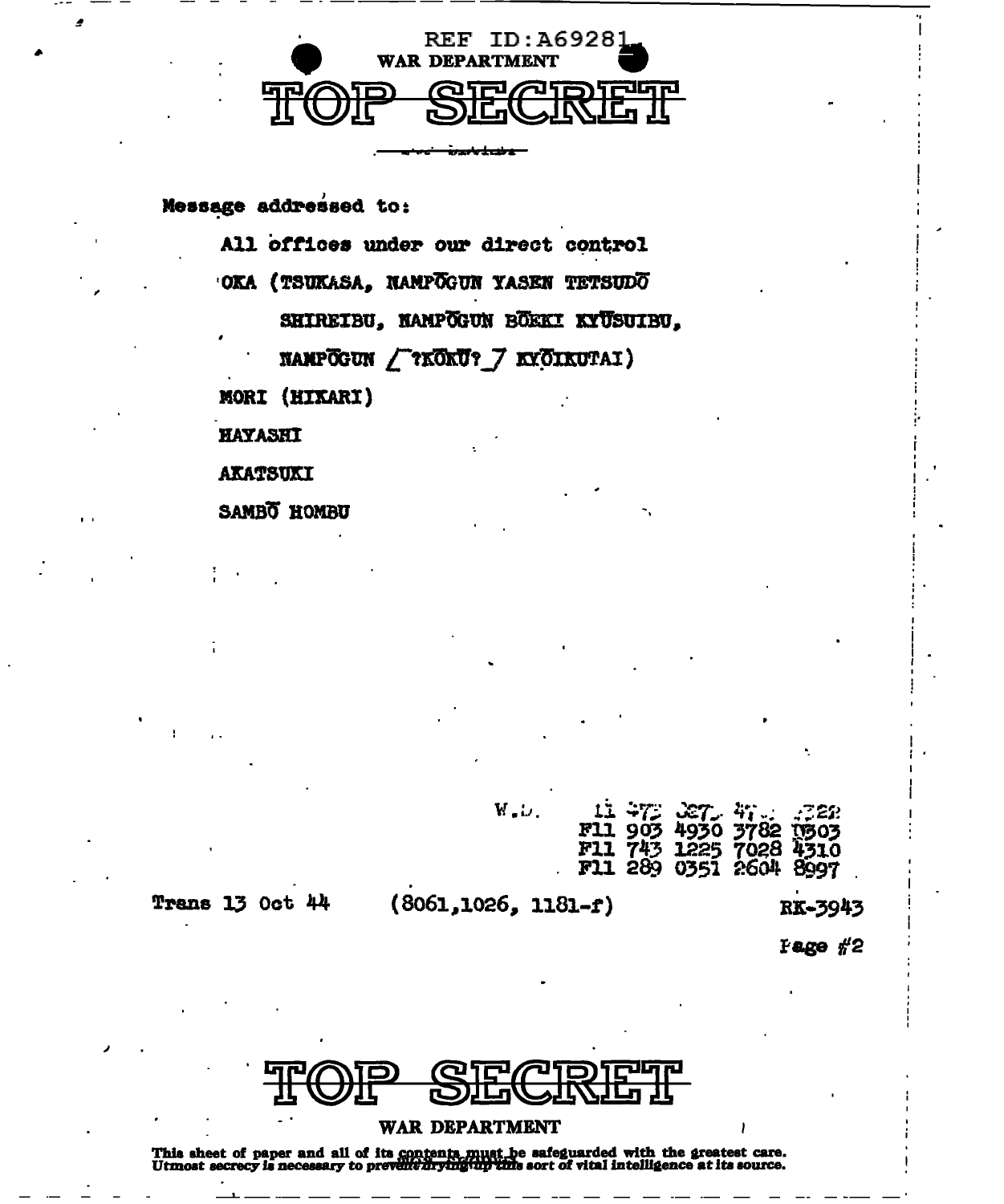REF ID:A69281

WAR DEPARTMENT

# TOP SECRET

Message addressed to:

All offices under our direct control

OKA (TSUKASA, NAMPŌGUN YASEN TETSUDŌ SHIREIBU, NAMPŌGUN BŌEKI KYŪSUIBU, NAMPŌGUN /̄?KŌKŪ?_7 KYŌIKUTAI)

MORI (HIKARI)

HAYASHI

AKATSUKI

SAMBŌ HOMBU

W.D. 11 ?7? ?27? 4?? ?22?
F11 903 4930 3782 U503
F11 743 1225 7028 4310
F11 289 0351 2604 8997

Trans 13 Oct 44 (8061,1026, 1181-f) RK-3943

Page #2

# TOP SECRET

WAR DEPARTMENT

This sheet of paper and all of its contents must be safeguarded with the greatest care. Utmost secrecy is necessary to prevent drying up this sort of vital intelligence at its source.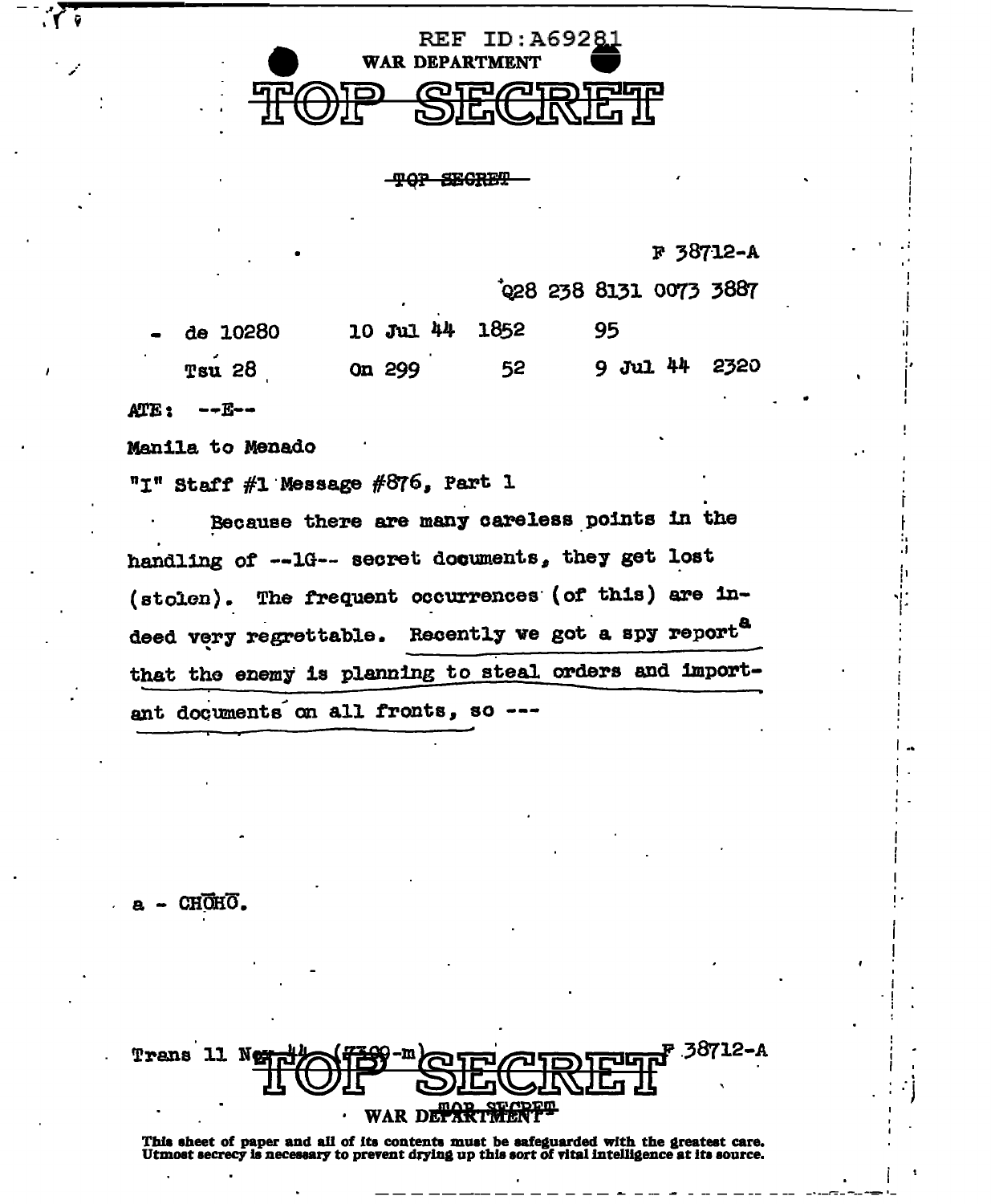REF ID:A69281

WAR DEPARTMENT

# TOP SECRET

~~TOP SECRET~~

F 38712-A

Q28 238 8131 0073 3887

| | | | |
|---|---|---|---|
| de 10280 | 10 Jul 44 1852 | | 95 |
| Tsu 28 | On 299 | 52 | 9 Jul 44 2320 |

ATE: --E--

Manila to Menado

"I" Staff #1 Message #876, Part 1

Because there are many careless points in the handling of --1G-- secret documents, they get lost (stolen). The frequent occurrences (of this) are indeed very regrettable. Recently we got a spy report[a] that the enemy is planning to steal orders and important documents on all fronts, so ---

a - CHŌHŌ.

Trans 11 Nov 44 (7309-m) F 38712-A

TOP SECRET

WAR DEPARTMENT

This sheet of paper and all of its contents must be safeguarded with the greatest care. Utmost secrecy is necessary to prevent drying up this sort of vital intelligence at its source.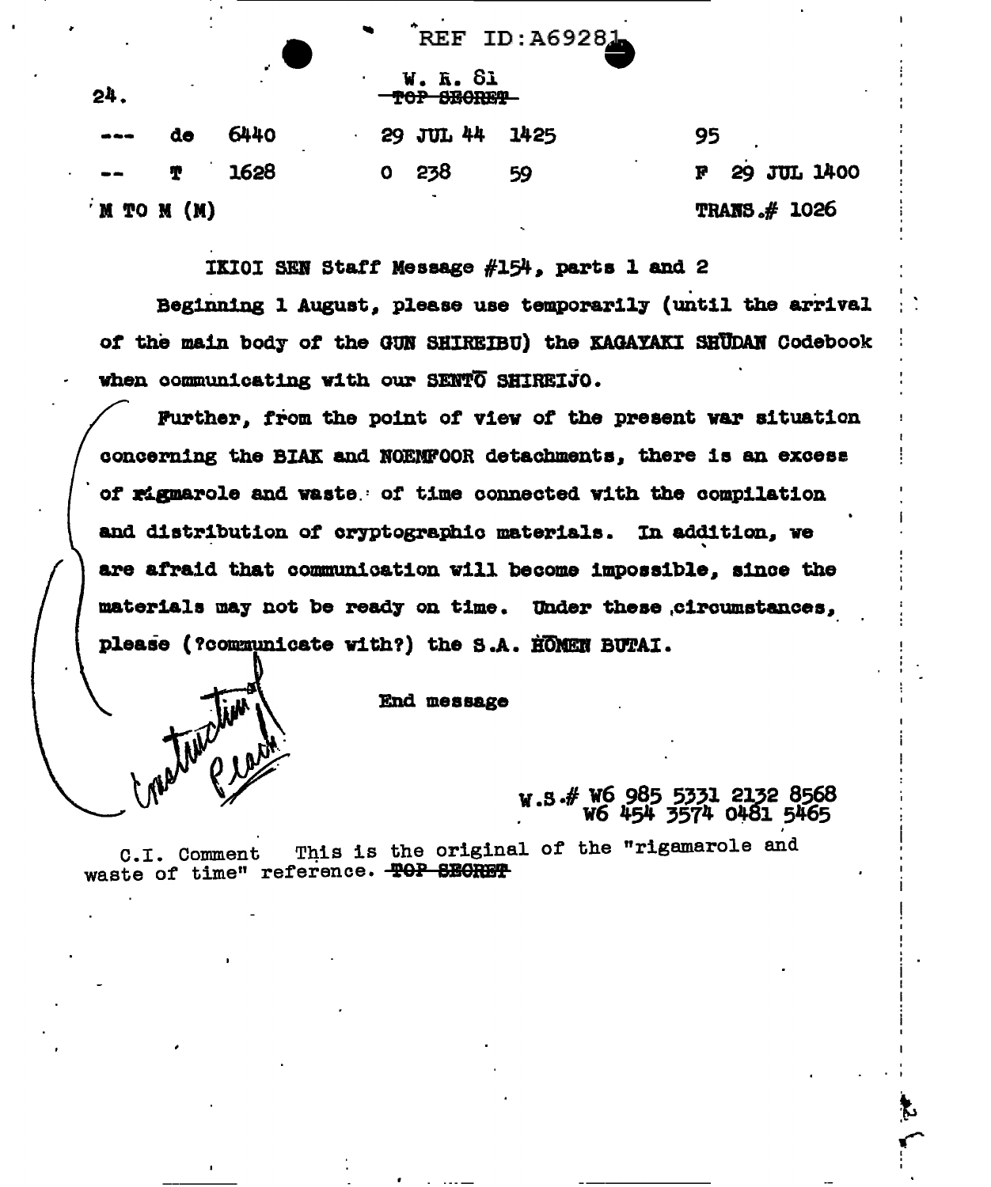REF ID:A69281

24.

W. R. 81
~~TOP SECRET~~

| --- | de | 6440 | 29 JUL 44 | 1425 | 95 |
|---|---|---|---|---|---|
| -- | T | 1628 | 0 238 | 59 | F 29 JUL 1400 |

M TO M (M) TRANS.# 1026

IKIOI SEN Staff Message #154, parts 1 and 2

Beginning 1 August, please use temporarily (until the arrival of the main body of the GUN SHIREIBU) the KAGAYAKI SHŪDAN Codebook when communicating with our SENTŌ SHIREIJO.

Further, from the point of view of the present war situation concerning the BIAK and NOEMFOOR detachments, there is an excess of rigmarole and waste of time connected with the compilation and distribution of cryptographic materials. In addition, we are afraid that communication will become impossible, since the materials may not be ready on time. Under these circumstances, please (?communicate with?) the S.A. HŌMEN BUTAI.

End message

Instruction Pleak

W.S.# W6 985 5331 2132 8568
W6 454 3574 0481 5465

C.I. Comment This is the original of the "rigamarole and waste of time" reference. ~~TOP SECRET~~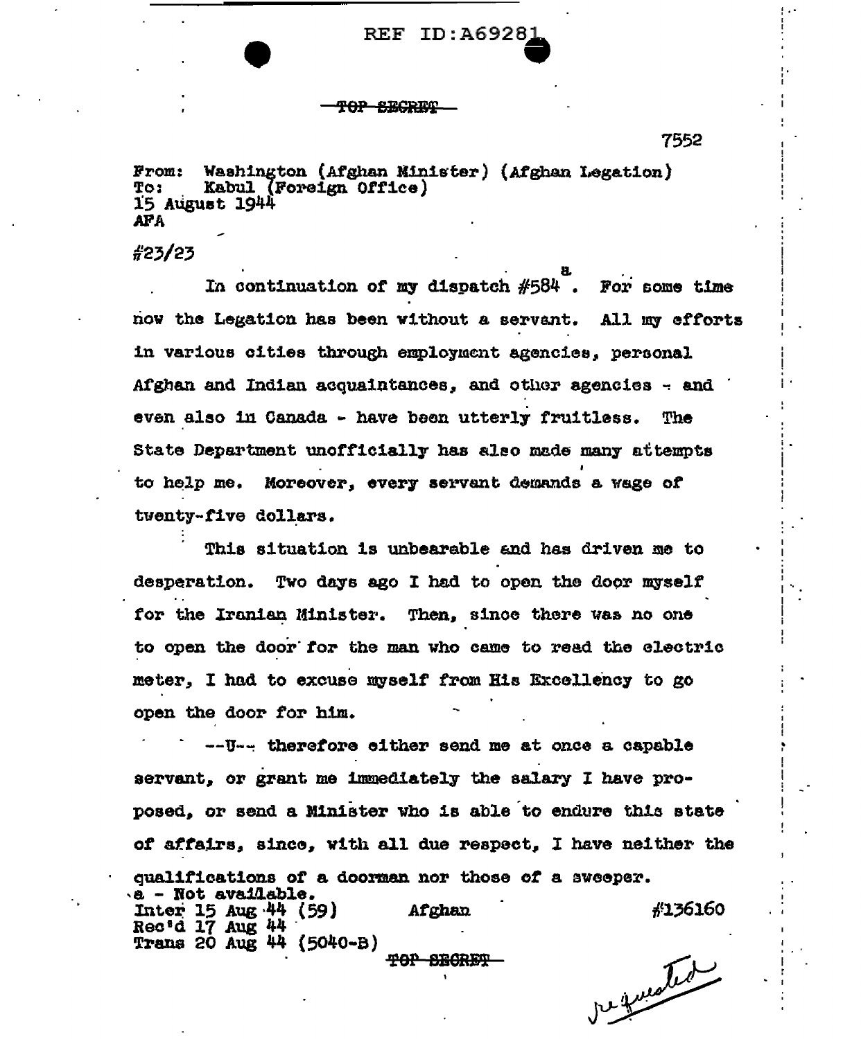REF ID:A69281

~~TOP SECRET~~

7552

From: Washington (Afghan Minister) (Afghan Legation)
To: Kabul (Foreign Office)
15 August 1944
AFA

#23/23

In continuation of my dispatch #584[a]. For some time now the Legation has been without a servant. All my efforts in various cities through employment agencies, personal Afghan and Indian acquaintances, and other agencies - and even also in Canada - have been utterly fruitless. The State Department unofficially has also made many attempts to help me. Moreover, every servant demands a wage of twenty-five dollars.

This situation is unbearable and has driven me to desperation. Two days ago I had to open the door myself for the Iranian Minister. Then, since there was no one to open the door for the man who came to read the electric meter, I had to excuse myself from His Excellency to go open the door for him.

--U-- therefore either send me at once a capable servant, or grant me immediately the salary I have proposed, or send a Minister who is able to endure this state of affairs, since, with all due respect, I have neither the qualifications of a doorman nor those of a sweeper.

a - Not available.

Inter 15 Aug 44 (59) Afghan #136160
Rec'd 17 Aug 44
Trans 20 Aug 44 (5040-B)

~~TOP SECRET~~

requested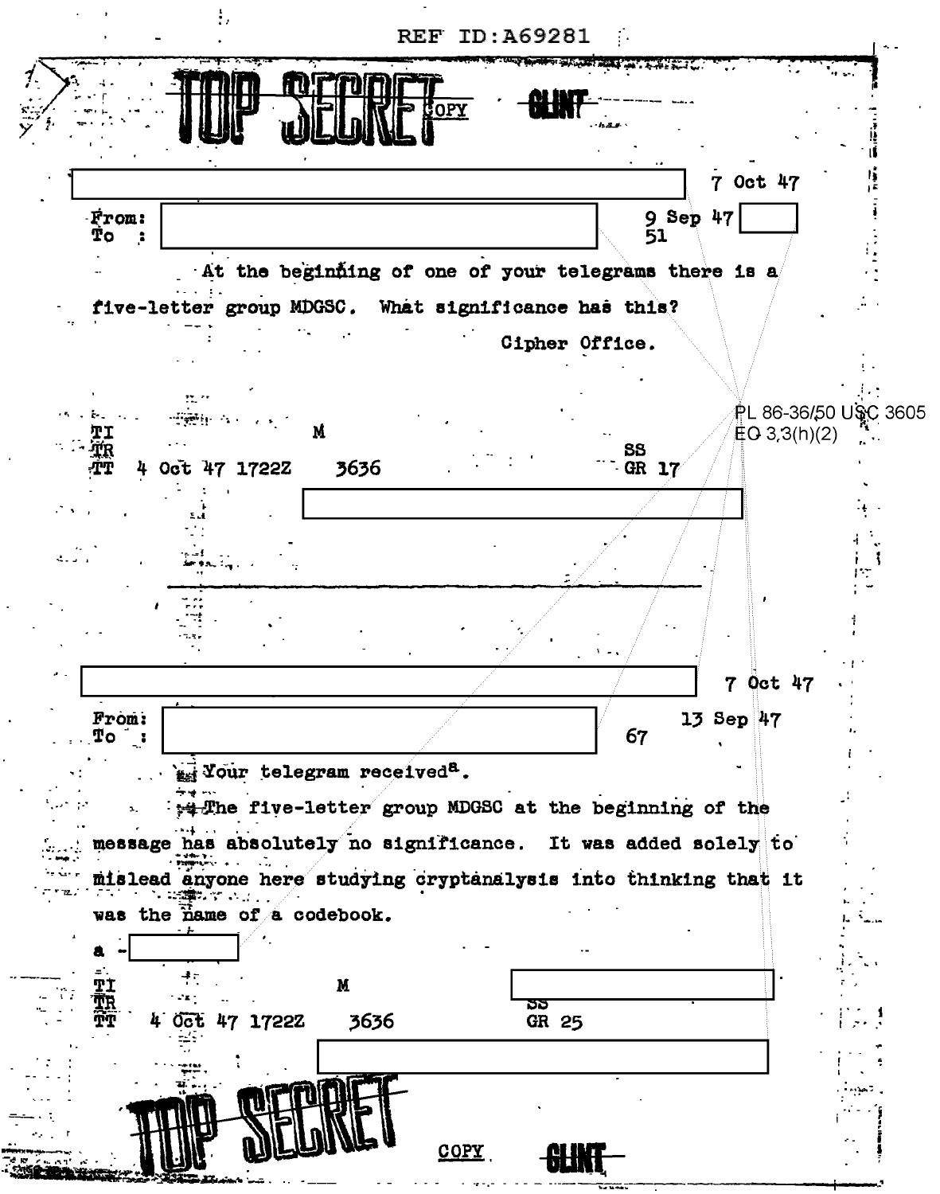REF ID:A69281

TOP SECRET COPY GLINT

7 Oct 47

From: 9 Sep 47
To : 51

At the beginning of one of your telegrams there is a five-letter group MDGSC. What significance has this?

Cipher Office.

PL 86-36/50 USC 3605
EO 3.3(h)(2)

TI M
TR SS
TT 4 Oct 47 1722Z 3636 GR 17

7 Oct 47

From: 13 Sep 47
To : 67

Your telegram received[a].

The five-letter group MDGSC at the beginning of the message has absolutely no significance. It was added solely to mislead anyone here studying cryptanalysis into thinking that it was the name of a codebook.

a -

TI M
TR SS
TT 4 Oct 47 1722Z 3636 GR 25

TOP SECRET COPY GLINT